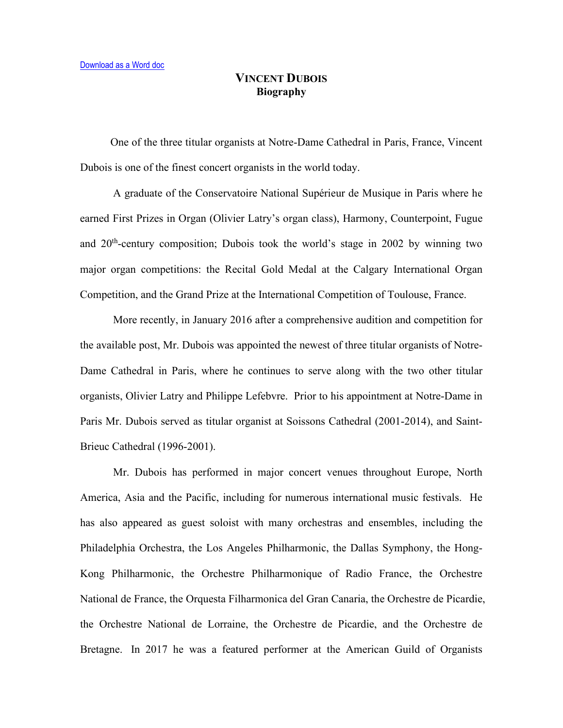[Download as a Word doc](#)

# VINCENT DUBOIS
## Biography

One of the three titular organists at Notre-Dame Cathedral in Paris, France, Vincent Dubois is one of the finest concert organists in the world today.

A graduate of the Conservatoire National Supérieur de Musique in Paris where he earned First Prizes in Organ (Olivier Latry's organ class), Harmony, Counterpoint, Fugue and 20th-century composition; Dubois took the world's stage in 2002 by winning two major organ competitions: the Recital Gold Medal at the Calgary International Organ Competition, and the Grand Prize at the International Competition of Toulouse, France.

More recently, in January 2016 after a comprehensive audition and competition for the available post, Mr. Dubois was appointed the newest of three titular organists of Notre-Dame Cathedral in Paris, where he continues to serve along with the two other titular organists, Olivier Latry and Philippe Lefebvre. Prior to his appointment at Notre-Dame in Paris Mr. Dubois served as titular organist at Soissons Cathedral (2001-2014), and Saint-Brieuc Cathedral (1996-2001).

Mr. Dubois has performed in major concert venues throughout Europe, North America, Asia and the Pacific, including for numerous international music festivals. He has also appeared as guest soloist with many orchestras and ensembles, including the Philadelphia Orchestra, the Los Angeles Philharmonic, the Dallas Symphony, the Hong-Kong Philharmonic, the Orchestre Philharmonique of Radio France, the Orchestre National de France, the Orquesta Filharmonica del Gran Canaria, the Orchestre de Picardie, the Orchestre National de Lorraine, the Orchestre de Picardie, and the Orchestre de Bretagne. In 2017 he was a featured performer at the American Guild of Organists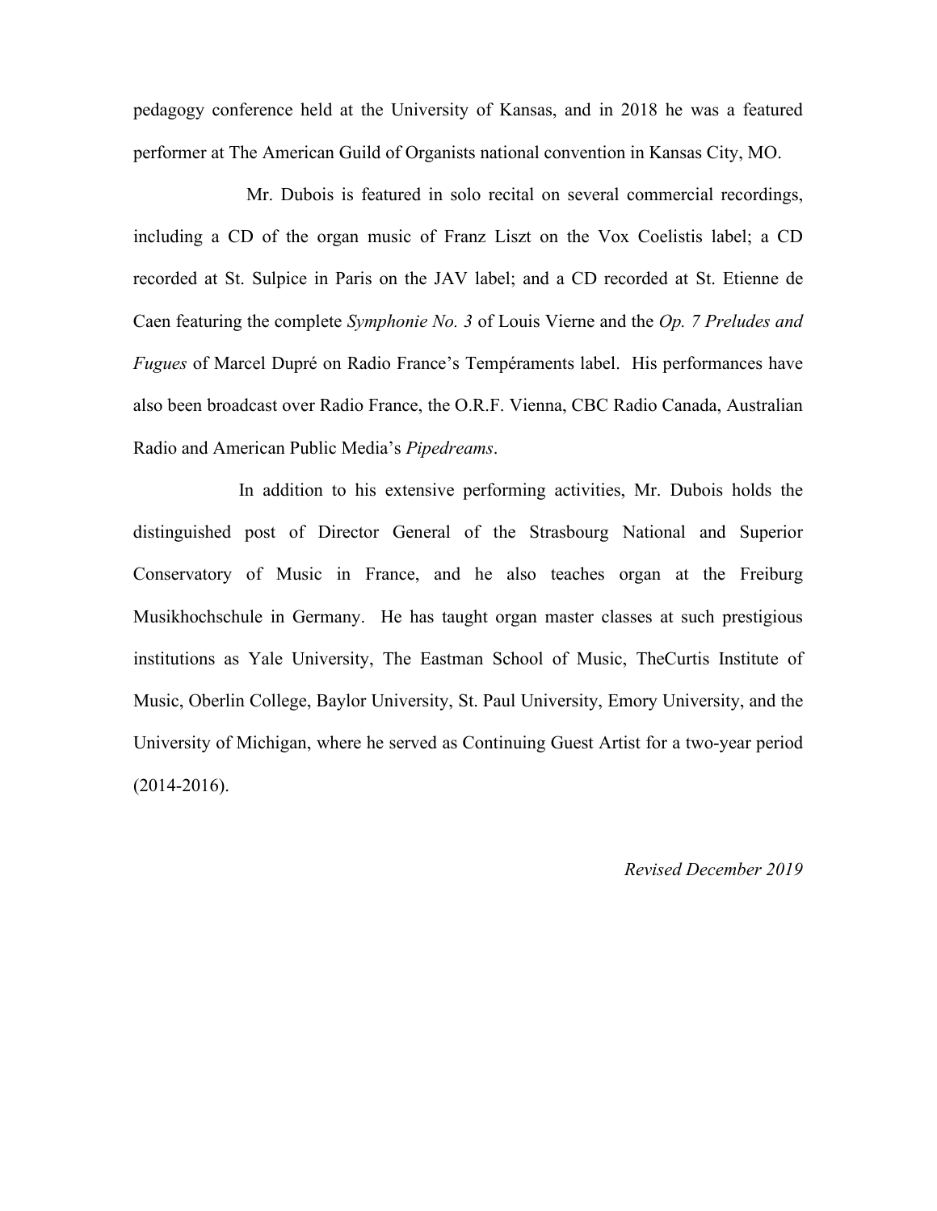pedagogy conference held at the University of Kansas, and in 2018 he was a featured performer at The American Guild of Organists national convention in Kansas City, MO.

Mr. Dubois is featured in solo recital on several commercial recordings, including a CD of the organ music of Franz Liszt on the Vox Coelistis label; a CD recorded at St. Sulpice in Paris on the JAV label; and a CD recorded at St. Etienne de Caen featuring the complete *Symphonie No. 3* of Louis Vierne and the *Op. 7 Preludes and Fugues* of Marcel Dupré on Radio France's Tempéraments label. His performances have also been broadcast over Radio France, the O.R.F. Vienna, CBC Radio Canada, Australian Radio and American Public Media's *Pipedreams*.

In addition to his extensive performing activities, Mr. Dubois holds the distinguished post of Director General of the Strasbourg National and Superior Conservatory of Music in France, and he also teaches organ at the Freiburg Musikhochschule in Germany. He has taught organ master classes at such prestigious institutions as Yale University, The Eastman School of Music, TheCurtis Institute of Music, Oberlin College, Baylor University, St. Paul University, Emory University, and the University of Michigan, where he served as Continuing Guest Artist for a two-year period (2014-2016).

*Revised December 2019*